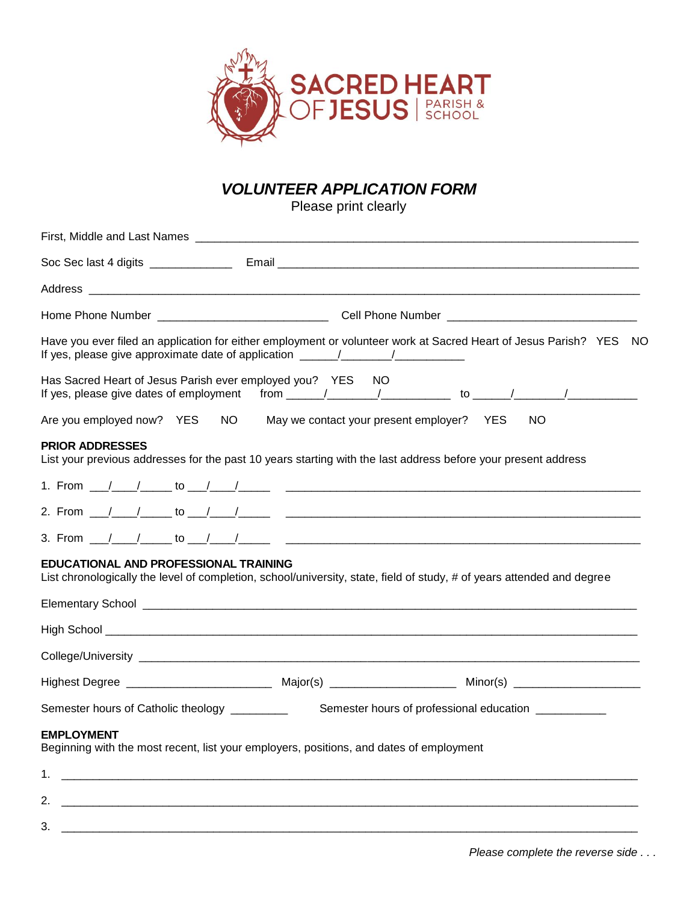SACRED HEART OF JESUS | PARISH & SCHOOL

# *VOLUNTEER APPLICATION FORM*

Please print clearly

First, Middle and Last Names ______________________________________________________________

Soc Sec last 4 digits ____________ Email ______________________________________________________

Address __________________________________________________________________________

Home Phone Number ________________________ Cell Phone Number ___________________________

Have you ever filed an application for either employment or volunteer work at Sacred Heart of Jesus Parish? YES NO
If yes, please give approximate date of application _____/_______/__________

Has Sacred Heart of Jesus Parish ever employed you? YES NO
If yes, please give dates of employment from _____/_______/__________ to _____/_______/__________

Are you employed now? YES NO May we contact your present employer? YES NO

**PRIOR ADDRESSES**
List your previous addresses for the past 10 years starting with the last address before your present address

1. From ___/____/_____ to ___/____/_____ ______________________________________________________

2. From ___/____/_____ to ___/____/_____ ______________________________________________________

3. From ___/____/_____ to ___/____/_____ ______________________________________________________

**EDUCATIONAL AND PROFESSIONAL TRAINING**
List chronologically the level of completion, school/university, state, field of study, # of years attended and degree

Elementary School _________________________________________________________________________

High School ______________________________________________________________________________

College/University _________________________________________________________________________

Highest Degree ____________________ Major(s) __________________ Minor(s) __________________

Semester hours of Catholic theology ________ Semester hours of professional education __________

**EMPLOYMENT**
Beginning with the most recent, list your employers, positions, and dates of employment

1. ________________________________________________________________________________

2. ________________________________________________________________________________

3. ________________________________________________________________________________

*Please complete the reverse side . . .*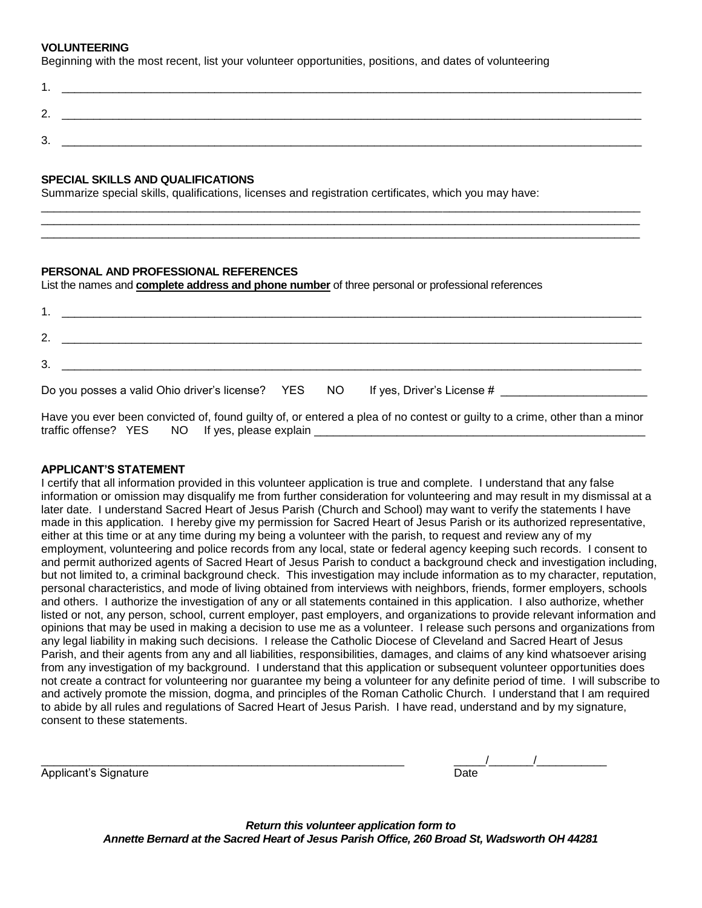**VOLUNTEERING**

Beginning with the most recent, list your volunteer opportunities, positions, and dates of volunteering

1. ______________________________________________________________________________________________

2. ______________________________________________________________________________________________

3. ______________________________________________________________________________________________

**SPECIAL SKILLS AND QUALIFICATIONS**

Summarize special skills, qualifications, licenses and registration certificates, which you may have:

________________________________________________________________________________________________
________________________________________________________________________________________________
________________________________________________________________________________________________

**PERSONAL AND PROFESSIONAL REFERENCES**

List the names and **complete address and phone number** of three personal or professional references

1. ______________________________________________________________________________________________

2. ______________________________________________________________________________________________

3. ______________________________________________________________________________________________

Do you posses a valid Ohio driver's license? YES NO If yes, Driver's License # _______________________

Have you ever been convicted of, found guilty of, or entered a plea of no contest or guilty to a crime, other than a minor traffic offense? YES NO If yes, please explain _______________________________________________________

**APPLICANT'S STATEMENT**

I certify that all information provided in this volunteer application is true and complete. I understand that any false information or omission may disqualify me from further consideration for volunteering and may result in my dismissal at a later date. I understand Sacred Heart of Jesus Parish (Church and School) may want to verify the statements I have made in this application. I hereby give my permission for Sacred Heart of Jesus Parish or its authorized representative, either at this time or at any time during my being a volunteer with the parish, to request and review any of my employment, volunteering and police records from any local, state or federal agency keeping such records. I consent to and permit authorized agents of Sacred Heart of Jesus Parish to conduct a background check and investigation including, but not limited to, a criminal background check. This investigation may include information as to my character, reputation, personal characteristics, and mode of living obtained from interviews with neighbors, friends, former employers, schools and others. I authorize the investigation of any or all statements contained in this application. I also authorize, whether listed or not, any person, school, current employer, past employers, and organizations to provide relevant information and opinions that may be used in making a decision to use me as a volunteer. I release such persons and organizations from any legal liability in making such decisions. I release the Catholic Diocese of Cleveland and Sacred Heart of Jesus Parish, and their agents from any and all liabilities, responsibilities, damages, and claims of any kind whatsoever arising from any investigation of my background. I understand that this application or subsequent volunteer opportunities does not create a contract for volunteering nor guarantee my being a volunteer for any definite period of time. I will subscribe to and actively promote the mission, dogma, and principles of the Roman Catholic Church. I understand that I am required to abide by all rules and regulations of Sacred Heart of Jesus Parish. I have read, understand and by my signature, consent to these statements.

_____________________________________________________________ _____/_______/___________

Applicant's Signature Date

***Return this volunteer application form to***
***Annette Bernard at the Sacred Heart of Jesus Parish Office, 260 Broad St, Wadsworth OH 44281***